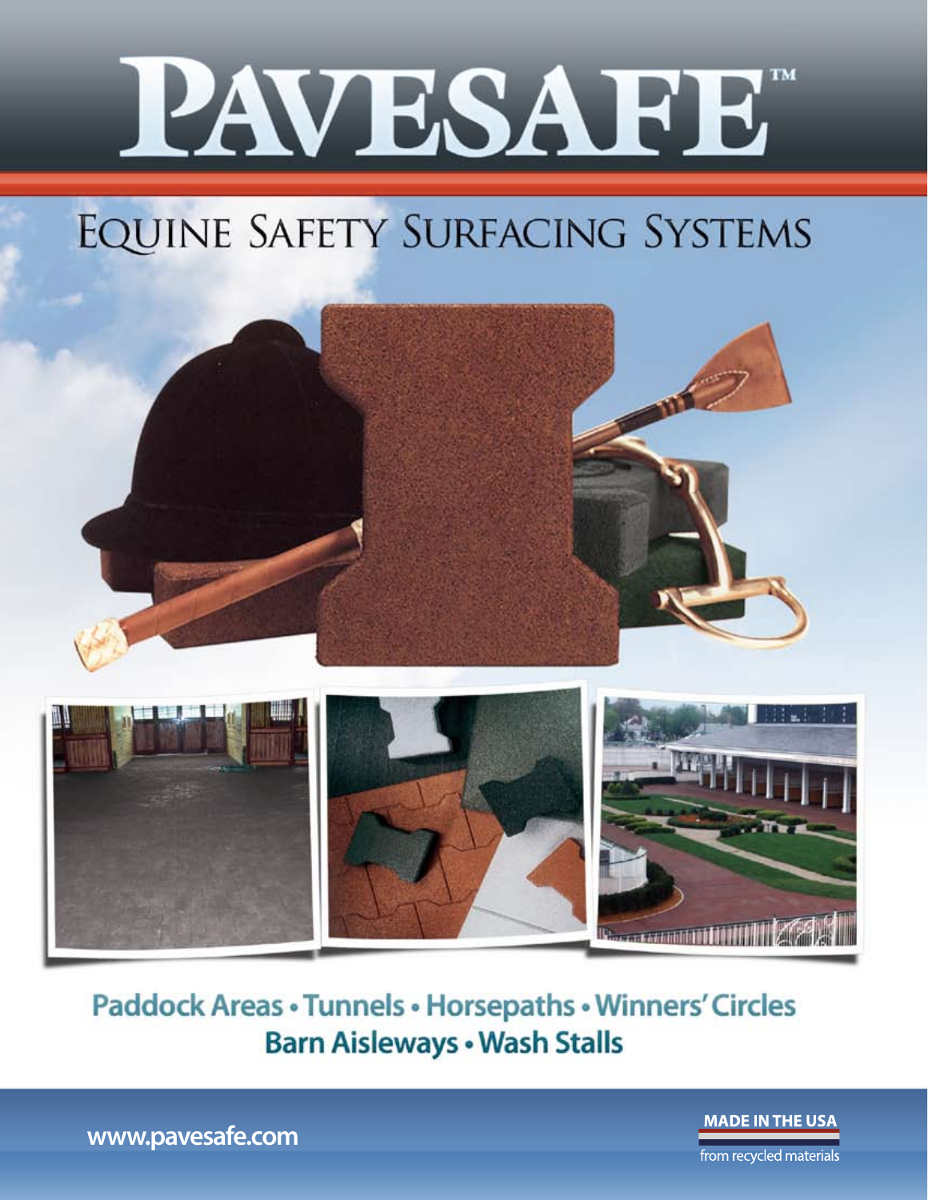# PAVESAFE™

## Equine Safety Surfacing Systems

**Paddock Areas • Tunnels • Horsepaths • Winners' Circles**
**Barn Aisleways • Wash Stalls**

www.pavesafe.com

**MADE IN THE USA**
from recycled materials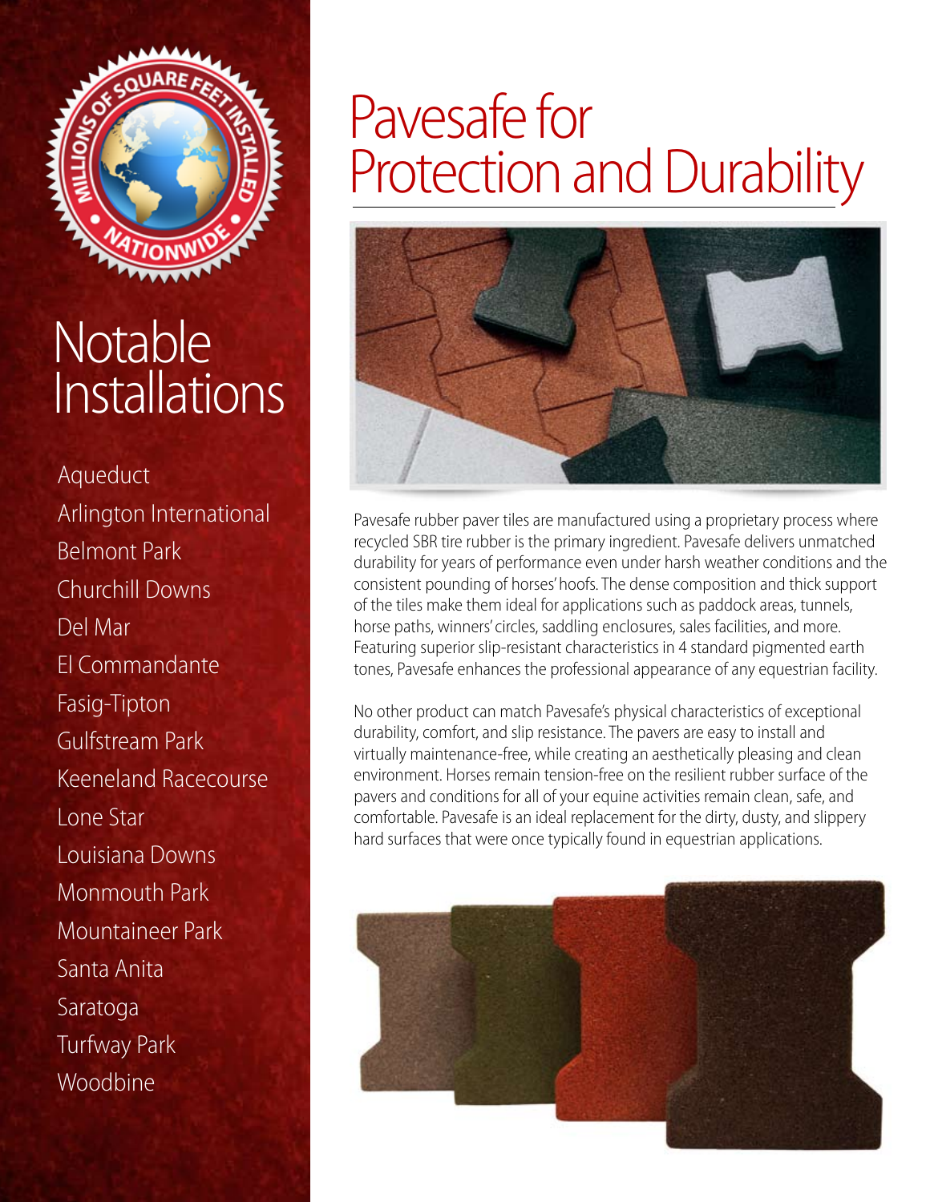MILLIONS OF SQUARE FEET INSTALLED • NATIONWIDE •

# Notable Installations

- Aqueduct
- Arlington International
- Belmont Park
- Churchill Downs
- Del Mar
- El Commandante
- Fasig-Tipton
- Gulfstream Park
- Keeneland Racecourse
- Lone Star
- Louisiana Downs
- Monmouth Park
- Mountaineer Park
- Santa Anita
- Saratoga
- Turfway Park
- Woodbine

# Pavesafe for Protection and Durability

Pavesafe rubber paver tiles are manufactured using a proprietary process where recycled SBR tire rubber is the primary ingredient. Pavesafe delivers unmatched durability for years of performance even under harsh weather conditions and the consistent pounding of horses' hoofs. The dense composition and thick support of the tiles make them ideal for applications such as paddock areas, tunnels, horse paths, winners' circles, saddling enclosures, sales facilities, and more. Featuring superior slip-resistant characteristics in 4 standard pigmented earth tones, Pavesafe enhances the professional appearance of any equestrian facility.

No other product can match Pavesafe's physical characteristics of exceptional durability, comfort, and slip resistance. The pavers are easy to install and virtually maintenance-free, while creating an aesthetically pleasing and clean environment. Horses remain tension-free on the resilient rubber surface of the pavers and conditions for all of your equine activities remain clean, safe, and comfortable. Pavesafe is an ideal replacement for the dirty, dusty, and slippery hard surfaces that were once typically found in equestrian applications.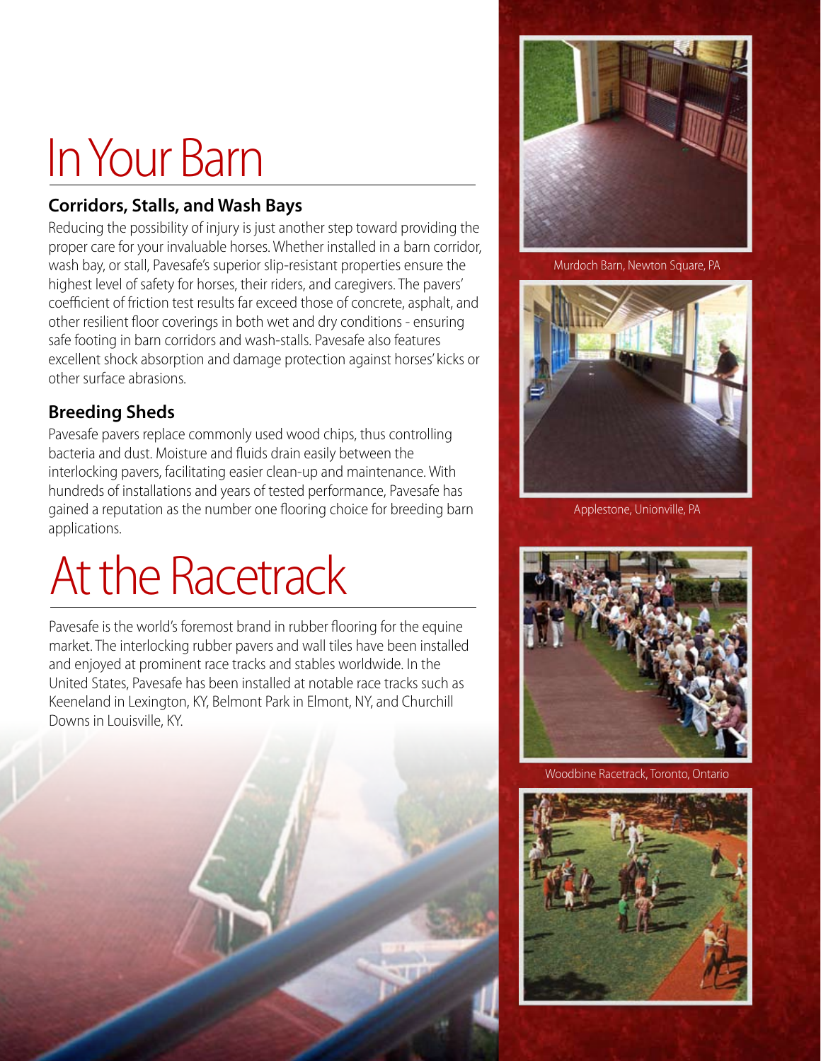# In Your Barn

### Corridors, Stalls, and Wash Bays

Reducing the possibility of injury is just another step toward providing the proper care for your invaluable horses. Whether installed in a barn corridor, wash bay, or stall, Pavesafe's superior slip-resistant properties ensure the highest level of safety for horses, their riders, and caregivers. The pavers' coefficient of friction test results far exceed those of concrete, asphalt, and other resilient floor coverings in both wet and dry conditions - ensuring safe footing in barn corridors and wash-stalls. Pavesafe also features excellent shock absorption and damage protection against horses' kicks or other surface abrasions.

### Breeding Sheds

Pavesafe pavers replace commonly used wood chips, thus controlling bacteria and dust. Moisture and fluids drain easily between the interlocking pavers, facilitating easier clean-up and maintenance. With hundreds of installations and years of tested performance, Pavesafe has gained a reputation as the number one flooring choice for breeding barn applications.

# At the Racetrack

Pavesafe is the world's foremost brand in rubber flooring for the equine market. The interlocking rubber pavers and wall tiles have been installed and enjoyed at prominent race tracks and stables worldwide. In the United States, Pavesafe has been installed at notable race tracks such as Keeneland in Lexington, KY, Belmont Park in Elmont, NY, and Churchill Downs in Louisville, KY.

Murdoch Barn, Newton Square, PA

Applestone, Unionville, PA

Woodbine Racetrack, Toronto, Ontario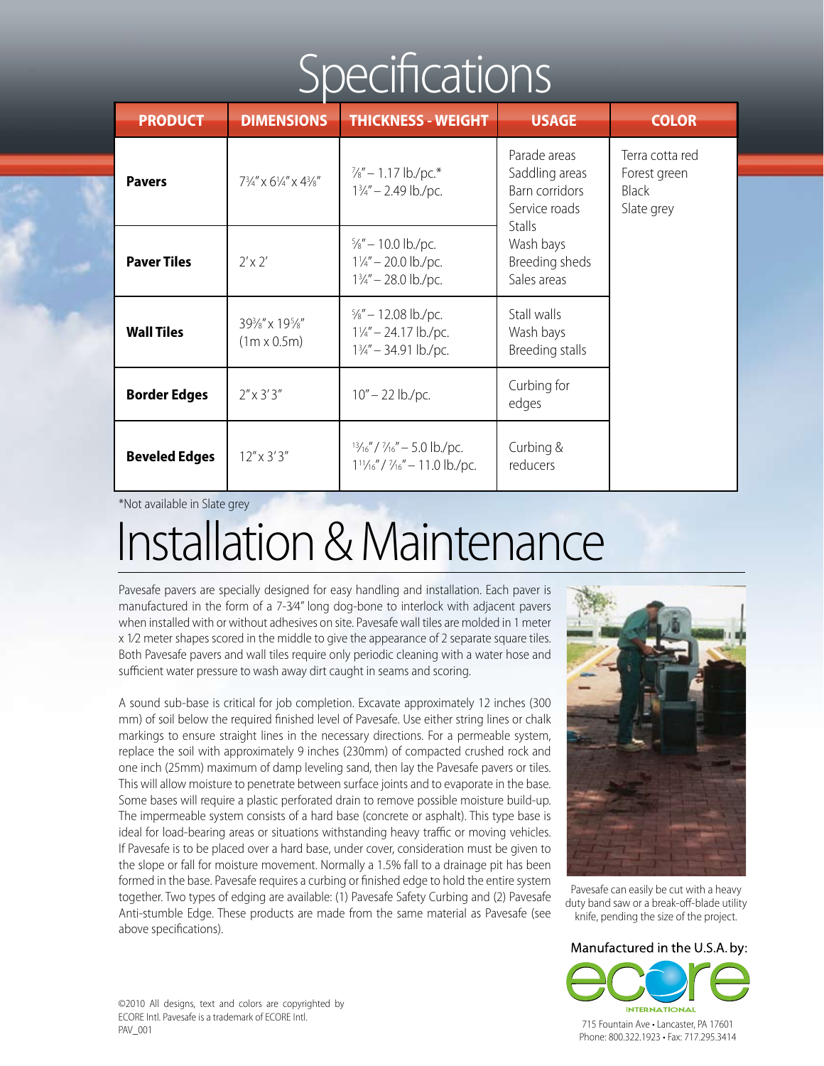# Specifications

| PRODUCT | DIMENSIONS | THICKNESS - WEIGHT | USAGE | COLOR |
|---|---|---|---|---|
| **Pavers** | 7¾" x 6¼" x 4⅜" | ⅞" – 1.17 lb./pc.*<br>1¾" – 2.49 lb./pc. | Parade areas<br>Saddling areas<br>Barn corridors<br>Service roads<br>Stalls<br>Wash bays<br>Breeding sheds<br>Sales areas | Terra cotta red<br>Forest green<br>Black<br>Slate grey |
| **Paver Tiles** | 2' x 2' | ⅝" – 10.0 lb./pc.<br>1¼" – 20.0 lb./pc.<br>1¾" – 28.0 lb./pc. | | |
| **Wall Tiles** | 39⅜" x 19⅝"<br>(1m x 0.5m) | ⅝" – 12.08 lb./pc.<br>1¼" – 24.17 lb./pc.<br>1¾" – 34.91 lb./pc. | Stall walls<br>Wash bays<br>Breeding stalls | |
| **Border Edges** | 2" x 3' 3" | 10" – 22 lb./pc. | Curbing for edges | |
| **Beveled Edges** | 12" x 3' 3" | 13⁄16" / 7⁄16" – 5.0 lb./pc.<br>1 11⁄16" / 7⁄16" – 11.0 lb./pc. | Curbing & reducers | |

*Not available in Slate grey

# Installation & Maintenance

Pavesafe pavers are specially designed for easy handling and installation. Each paver is manufactured in the form of a 7-3⁄4" long dog-bone to interlock with adjacent pavers when installed with or without adhesives on site. Pavesafe wall tiles are molded in 1 meter x 1⁄2 meter shapes scored in the middle to give the appearance of 2 separate square tiles. Both Pavesafe pavers and wall tiles require only periodic cleaning with a water hose and sufficient water pressure to wash away dirt caught in seams and scoring.

A sound sub-base is critical for job completion. Excavate approximately 12 inches (300 mm) of soil below the required finished level of Pavesafe. Use either string lines or chalk markings to ensure straight lines in the necessary directions. For a permeable system, replace the soil with approximately 9 inches (230mm) of compacted crushed rock and one inch (25mm) maximum of damp leveling sand, then lay the Pavesafe pavers or tiles. This will allow moisture to penetrate between surface joints and to evaporate in the base. Some bases will require a plastic perforated drain to remove possible moisture build-up. The impermeable system consists of a hard base (concrete or asphalt). This type base is ideal for load-bearing areas or situations withstanding heavy traffic or moving vehicles. If Pavesafe is to be placed over a hard base, under cover, consideration must be given to the slope or fall for moisture movement. Normally a 1.5% fall to a drainage pit has been formed in the base. Pavesafe requires a curbing or finished edge to hold the entire system together. Two types of edging are available: (1) Pavesafe Safety Curbing and (2) Pavesafe Anti-stumble Edge. These products are made from the same material as Pavesafe (see above specifications).

Pavesafe can easily be cut with a heavy duty band saw or a break-off-blade utility knife, pending the size of the project.

Manufactured in the U.S.A. by:

ecore INTERNATIONAL

715 Fountain Ave • Lancaster, PA 17601
Phone: 800.322.1923 • Fax: 717.295.3414

©2010 All designs, text and colors are copyrighted by ECORE Intl. Pavesafe is a trademark of ECORE Intl.
PAV_001